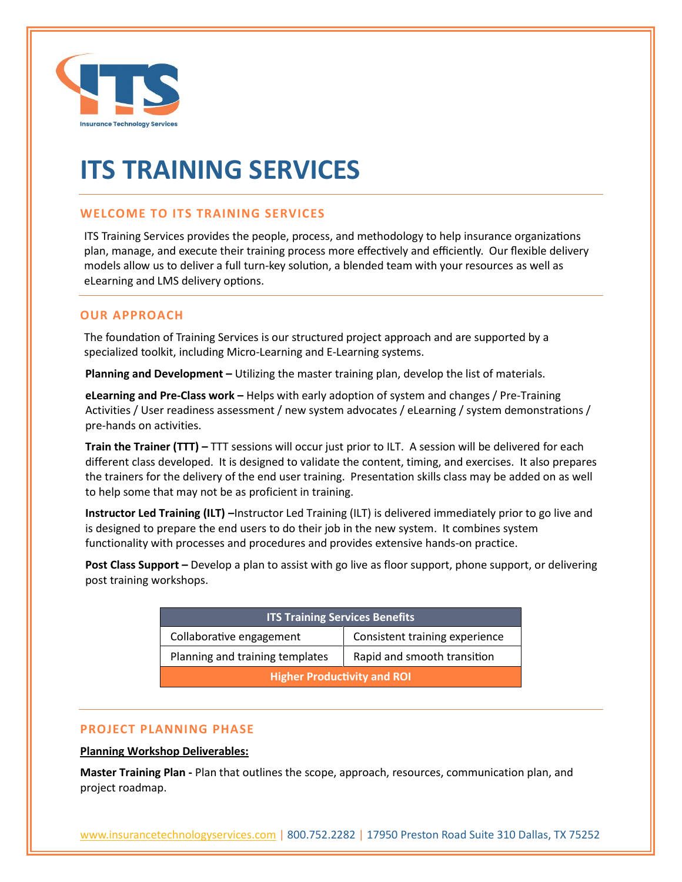ITS

Insurance Technology Services

# ITS TRAINING SERVICES

## WELCOME TO ITS TRAINING SERVICES

ITS Training Services provides the people, process, and methodology to help insurance organizations plan, manage, and execute their training process more effectively and efficiently. Our flexible delivery models allow us to deliver a full turn-key solution, a blended team with your resources as well as eLearning and LMS delivery options.

## OUR APPROACH

The foundation of Training Services is our structured project approach and are supported by a specialized toolkit, including Micro-Learning and E-Learning systems.

**Planning and Development –** Utilizing the master training plan, develop the list of materials.

**eLearning and Pre-Class work –** Helps with early adoption of system and changes / Pre-Training Activities / User readiness assessment / new system advocates / eLearning / system demonstrations / pre-hands on activities.

**Train the Trainer (TTT) –** TTT sessions will occur just prior to ILT. A session will be delivered for each different class developed. It is designed to validate the content, timing, and exercises. It also prepares the trainers for the delivery of the end user training. Presentation skills class may be added on as well to help some that may not be as proficient in training.

**Instructor Led Training (ILT) –**Instructor Led Training (ILT) is delivered immediately prior to go live and is designed to prepare the end users to do their job in the new system. It combines system functionality with processes and procedures and provides extensive hands-on practice.

**Post Class Support –** Develop a plan to assist with go live as floor support, phone support, or delivering post training workshops.

| ITS Training Services Benefits | |
|---|---|
| Collaborative engagement | Consistent training experience |
| Planning and training templates | Rapid and smooth transition |
| **Higher Productivity and ROI** | |

## PROJECT PLANNING PHASE

**Planning Workshop Deliverables:**

**Master Training Plan -** Plan that outlines the scope, approach, resources, communication plan, and project roadmap.

www.insurancetechnologyservices.com | 800.752.2282 | 17950 Preston Road Suite 310 Dallas, TX 75252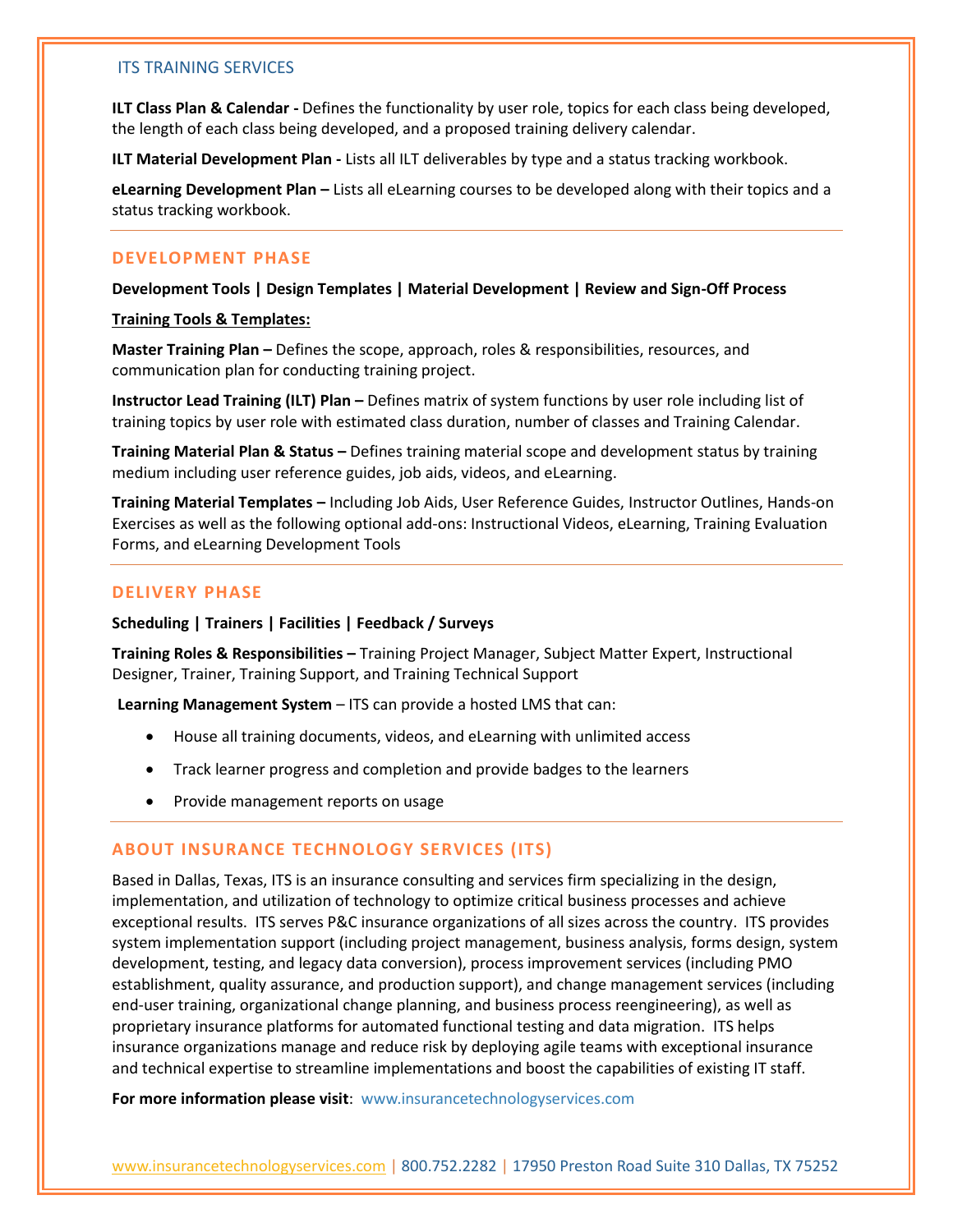ITS TRAINING SERVICES

**ILT Class Plan & Calendar -** Defines the functionality by user role, topics for each class being developed, the length of each class being developed, and a proposed training delivery calendar.

**ILT Material Development Plan -** Lists all ILT deliverables by type and a status tracking workbook.

**eLearning Development Plan –** Lists all eLearning courses to be developed along with their topics and a status tracking workbook.

## DEVELOPMENT PHASE

**Development Tools | Design Templates | Material Development | Review and Sign-Off Process**

**Training Tools & Templates:**

**Master Training Plan –** Defines the scope, approach, roles & responsibilities, resources, and communication plan for conducting training project.

**Instructor Lead Training (ILT) Plan –** Defines matrix of system functions by user role including list of training topics by user role with estimated class duration, number of classes and Training Calendar.

**Training Material Plan & Status –** Defines training material scope and development status by training medium including user reference guides, job aids, videos, and eLearning.

**Training Material Templates –** Including Job Aids, User Reference Guides, Instructor Outlines, Hands-on Exercises as well as the following optional add-ons: Instructional Videos, eLearning, Training Evaluation Forms, and eLearning Development Tools

## DELIVERY PHASE

**Scheduling | Trainers | Facilities | Feedback / Surveys**

**Training Roles & Responsibilities –** Training Project Manager, Subject Matter Expert, Instructional Designer, Trainer, Training Support, and Training Technical Support

**Learning Management System** – ITS can provide a hosted LMS that can:

- House all training documents, videos, and eLearning with unlimited access
- Track learner progress and completion and provide badges to the learners
- Provide management reports on usage

## ABOUT INSURANCE TECHNOLOGY SERVICES (ITS)

Based in Dallas, Texas, ITS is an insurance consulting and services firm specializing in the design, implementation, and utilization of technology to optimize critical business processes and achieve exceptional results. ITS serves P&C insurance organizations of all sizes across the country. ITS provides system implementation support (including project management, business analysis, forms design, system development, testing, and legacy data conversion), process improvement services (including PMO establishment, quality assurance, and production support), and change management services (including end-user training, organizational change planning, and business process reengineering), as well as proprietary insurance platforms for automated functional testing and data migration. ITS helps insurance organizations manage and reduce risk by deploying agile teams with exceptional insurance and technical expertise to streamline implementations and boost the capabilities of existing IT staff.

**For more information please visit**: www.insurancetechnologyservices.com

www.insurancetechnologyservices.com | 800.752.2282 | 17950 Preston Road Suite 310 Dallas, TX 75252